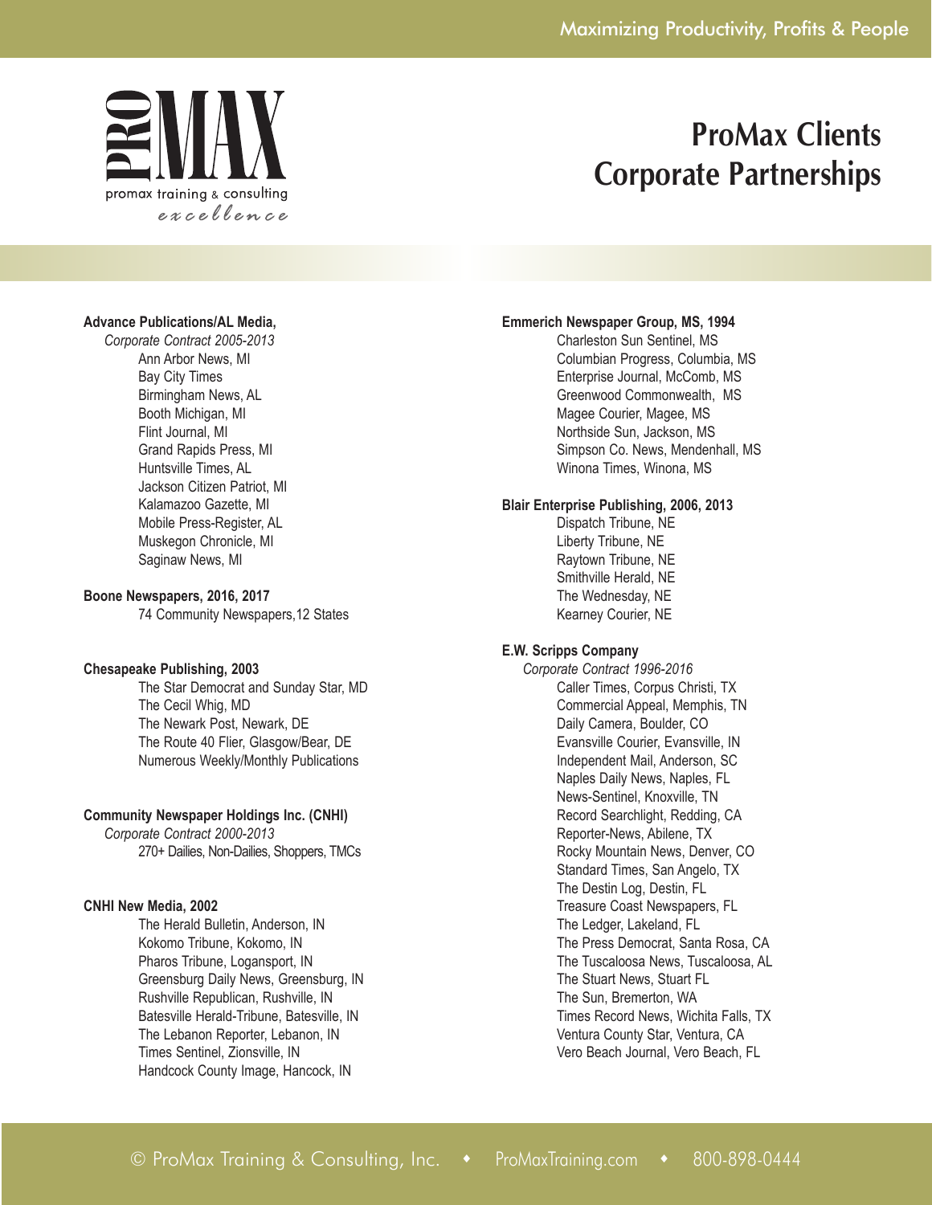# ProMax Clients Corporate Partnerships

**Advance Publications/AL Media,**
*Corporate Contract 2005-2013*
- Ann Arbor News, MI
- Bay City Times
- Birmingham News, AL
- Booth Michigan, MI
- Flint Journal, MI
- Grand Rapids Press, MI
- Huntsville Times, AL
- Jackson Citizen Patriot, MI
- Kalamazoo Gazette, MI
- Mobile Press-Register, AL
- Muskegon Chronicle, MI
- Saginaw News, MI

**Boone Newspapers, 2016, 2017**
- 74 Community Newspapers,12 States

**Chesapeake Publishing, 2003**
- The Star Democrat and Sunday Star, MD
- The Cecil Whig, MD
- The Newark Post, Newark, DE
- The Route 40 Flier, Glasgow/Bear, DE
- Numerous Weekly/Monthly Publications

**Community Newspaper Holdings Inc. (CNHI)**
*Corporate Contract 2000-2013*
- 270+ Dailies, Non-Dailies, Shoppers, TMCs

**CNHI New Media, 2002**
- The Herald Bulletin, Anderson, IN
- Kokomo Tribune, Kokomo, IN
- Pharos Tribune, Logansport, IN
- Greensburg Daily News, Greensburg, IN
- Rushville Republican, Rushville, IN
- Batesville Herald-Tribune, Batesville, IN
- The Lebanon Reporter, Lebanon, IN
- Times Sentinel, Zionsville, IN
- Handcock County Image, Hancock, IN

**Emmerich Newspaper Group, MS, 1994**
- Charleston Sun Sentinel, MS
- Columbian Progress, Columbia, MS
- Enterprise Journal, McComb, MS
- Greenwood Commonwealth, MS
- Magee Courier, Magee, MS
- Northside Sun, Jackson, MS
- Simpson Co. News, Mendenhall, MS
- Winona Times, Winona, MS

**Blair Enterprise Publishing, 2006, 2013**
- Dispatch Tribune, NE
- Liberty Tribune, NE
- Raytown Tribune, NE
- Smithville Herald, NE
- The Wednesday, NE
- Kearney Courier, NE

**E.W. Scripps Company**
*Corporate Contract 1996-2016*
- Caller Times, Corpus Christi, TX
- Commercial Appeal, Memphis, TN
- Daily Camera, Boulder, CO
- Evansville Courier, Evansville, IN
- Independent Mail, Anderson, SC
- Naples Daily News, Naples, FL
- News-Sentinel, Knoxville, TN
- Record Searchlight, Redding, CA
- Reporter-News, Abilene, TX
- Rocky Mountain News, Denver, CO
- Standard Times, San Angelo, TX
- The Destin Log, Destin, FL
- Treasure Coast Newspapers, FL
- The Ledger, Lakeland, FL
- The Press Democrat, Santa Rosa, CA
- The Tuscaloosa News, Tuscaloosa, AL
- The Stuart News, Stuart FL
- The Sun, Bremerton, WA
- Times Record News, Wichita Falls, TX
- Ventura County Star, Ventura, CA
- Vero Beach Journal, Vero Beach, FL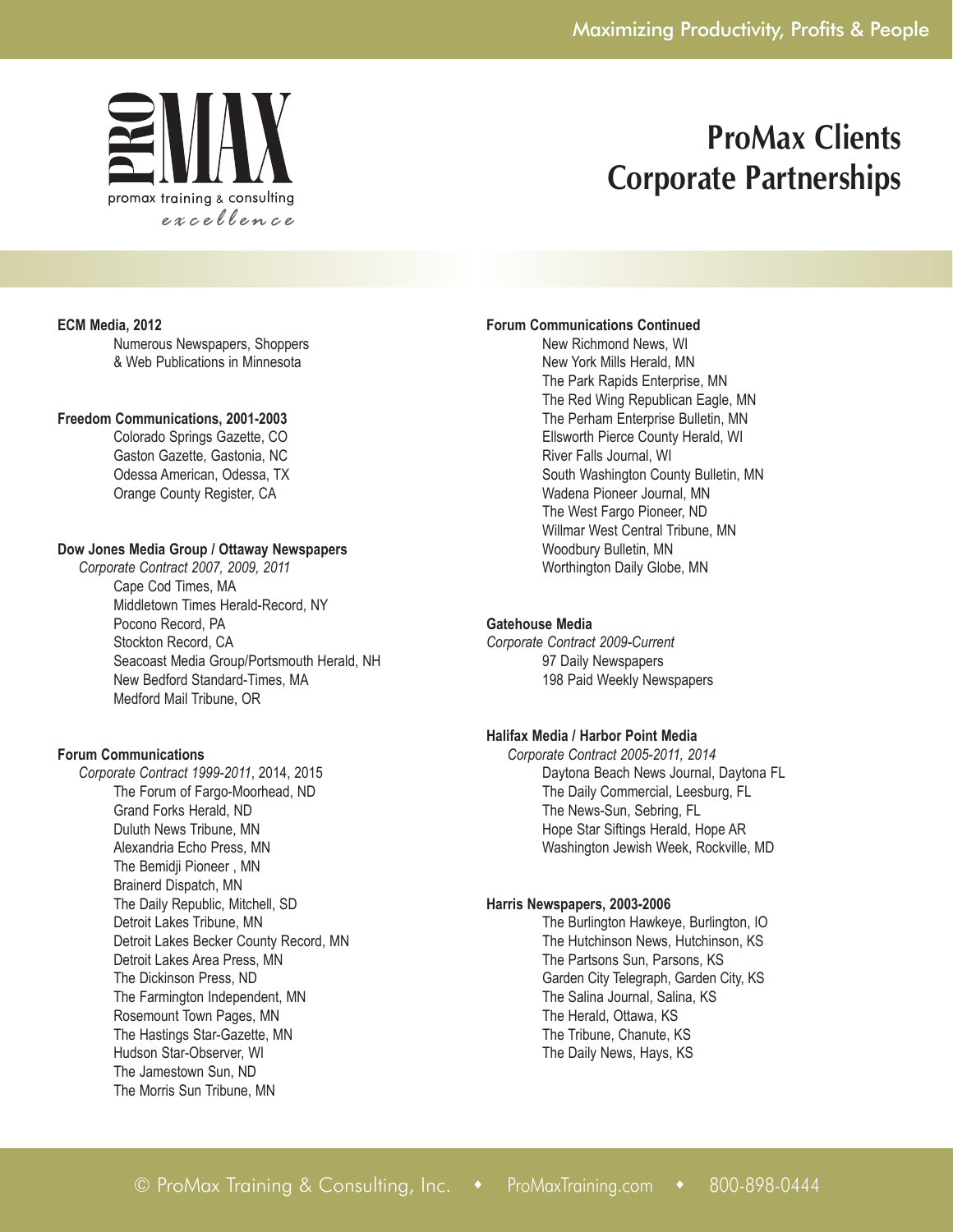# ProMax Clients
# Corporate Partnerships

**ECM Media, 2012**
Numerous Newspapers, Shoppers & Web Publications in Minnesota

**Freedom Communications, 2001-2003**
Colorado Springs Gazette, CO
Gaston Gazette, Gastonia, NC
Odessa American, Odessa, TX
Orange County Register, CA

**Dow Jones Media Group / Ottaway Newspapers**
*Corporate Contract 2007, 2009, 2011*
Cape Cod Times, MA
Middletown Times Herald-Record, NY
Pocono Record, PA
Stockton Record, CA
Seacoast Media Group/Portsmouth Herald, NH
New Bedford Standard-Times, MA
Medford Mail Tribune, OR

**Forum Communications**
*Corporate Contract 1999-2011*, 2014, 2015
The Forum of Fargo-Moorhead, ND
Grand Forks Herald, ND
Duluth News Tribune, MN
Alexandria Echo Press, MN
The Bemidji Pioneer , MN
Brainerd Dispatch, MN
The Daily Republic, Mitchell, SD
Detroit Lakes Tribune, MN
Detroit Lakes Becker County Record, MN
Detroit Lakes Area Press, MN
The Dickinson Press, ND
The Farmington Independent, MN
Rosemount Town Pages, MN
The Hastings Star-Gazette, MN
Hudson Star-Observer, WI
The Jamestown Sun, ND
The Morris Sun Tribune, MN

**Forum Communications Continued**
New Richmond News, WI
New York Mills Herald, MN
The Park Rapids Enterprise, MN
The Red Wing Republican Eagle, MN
The Perham Enterprise Bulletin, MN
Ellsworth Pierce County Herald, WI
River Falls Journal, WI
South Washington County Bulletin, MN
Wadena Pioneer Journal, MN
The West Fargo Pioneer, ND
Willmar West Central Tribune, MN
Woodbury Bulletin, MN
Worthington Daily Globe, MN

**Gatehouse Media**
*Corporate Contract 2009-Current*
97 Daily Newspapers
198 Paid Weekly Newspapers

**Halifax Media / Harbor Point Media**
*Corporate Contract 2005-2011, 2014*
Daytona Beach News Journal, Daytona FL
The Daily Commercial, Leesburg, FL
The News-Sun, Sebring, FL
Hope Star Siftings Herald, Hope AR
Washington Jewish Week, Rockville, MD

**Harris Newspapers, 2003-2006**
The Burlington Hawkeye, Burlington, IO
The Hutchinson News, Hutchinson, KS
The Partsons Sun, Parsons, KS
Garden City Telegraph, Garden City, KS
The Salina Journal, Salina, KS
The Herald, Ottawa, KS
The Tribune, Chanute, KS
The Daily News, Hays, KS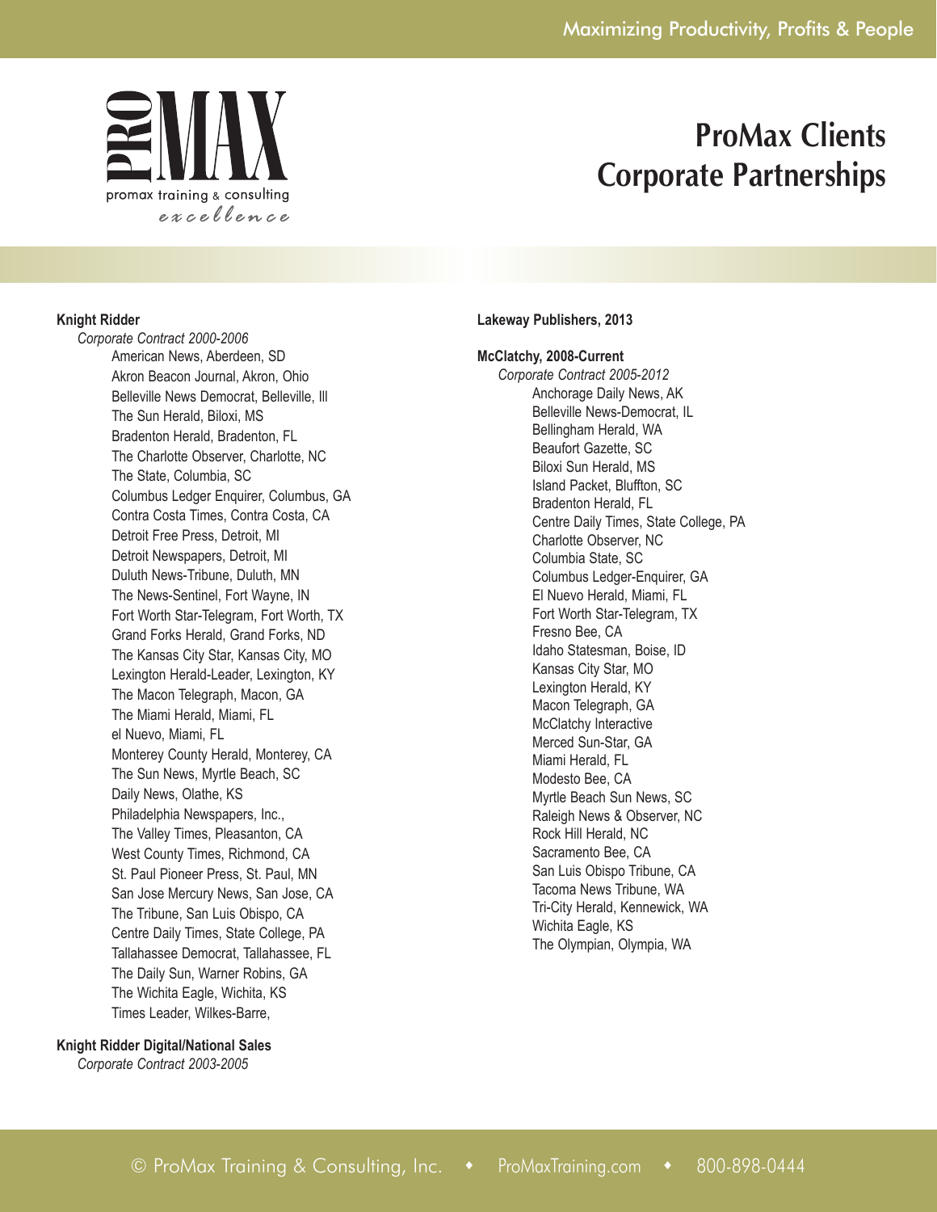# ProMax Clients
# Corporate Partnerships

**Knight Ridder**

*Corporate Contract 2000-2006*

- American News, Aberdeen, SD
- Akron Beacon Journal, Akron, Ohio
- Belleville News Democrat, Belleville, Ill
- The Sun Herald, Biloxi, MS
- Bradenton Herald, Bradenton, FL
- The Charlotte Observer, Charlotte, NC
- The State, Columbia, SC
- Columbus Ledger Enquirer, Columbus, GA
- Contra Costa Times, Contra Costa, CA
- Detroit Free Press, Detroit, MI
- Detroit Newspapers, Detroit, MI
- Duluth News-Tribune, Duluth, MN
- The News-Sentinel, Fort Wayne, IN
- Fort Worth Star-Telegram, Fort Worth, TX
- Grand Forks Herald, Grand Forks, ND
- The Kansas City Star, Kansas City, MO
- Lexington Herald-Leader, Lexington, KY
- The Macon Telegraph, Macon, GA
- The Miami Herald, Miami, FL
- el Nuevo, Miami, FL
- Monterey County Herald, Monterey, CA
- The Sun News, Myrtle Beach, SC
- Daily News, Olathe, KS
- Philadelphia Newspapers, Inc.,
- The Valley Times, Pleasanton, CA
- West County Times, Richmond, CA
- St. Paul Pioneer Press, St. Paul, MN
- San Jose Mercury News, San Jose, CA
- The Tribune, San Luis Obispo, CA
- Centre Daily Times, State College, PA
- Tallahassee Democrat, Tallahassee, FL
- The Daily Sun, Warner Robins, GA
- The Wichita Eagle, Wichita, KS
- Times Leader, Wilkes-Barre,

**Knight Ridder Digital/National Sales**

*Corporate Contract 2003-2005*

**Lakeway Publishers, 2013**

**McClatchy, 2008-Current**

*Corporate Contract 2005-2012*

- Anchorage Daily News, AK
- Belleville News-Democrat, IL
- Bellingham Herald, WA
- Beaufort Gazette, SC
- Biloxi Sun Herald, MS
- Island Packet, Bluffton, SC
- Bradenton Herald, FL
- Centre Daily Times, State College, PA
- Charlotte Observer, NC
- Columbia State, SC
- Columbus Ledger-Enquirer, GA
- El Nuevo Herald, Miami, FL
- Fort Worth Star-Telegram, TX
- Fresno Bee, CA
- Idaho Statesman, Boise, ID
- Kansas City Star, MO
- Lexington Herald, KY
- Macon Telegraph, GA
- McClatchy Interactive
- Merced Sun-Star, GA
- Miami Herald, FL
- Modesto Bee, CA
- Myrtle Beach Sun News, SC
- Raleigh News & Observer, NC
- Rock Hill Herald, NC
- Sacramento Bee, CA
- San Luis Obispo Tribune, CA
- Tacoma News Tribune, WA
- Tri-City Herald, Kennewick, WA
- Wichita Eagle, KS
- The Olympian, Olympia, WA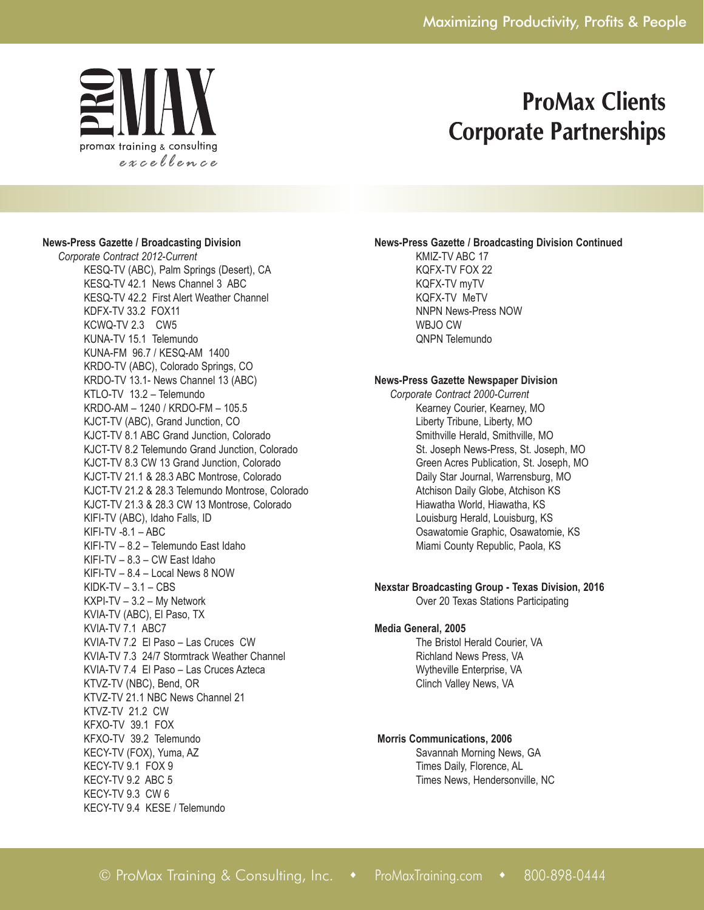# ProMax Clients Corporate Partnerships

**News-Press Gazette / Broadcasting Division**

*Corporate Contract 2012-Current*

KESQ-TV (ABC), Palm Springs (Desert), CA
KESQ-TV 42.1 News Channel 3 ABC
KESQ-TV 42.2 First Alert Weather Channel
KDFX-TV 33.2 FOX11
KCWQ-TV 2.3 CW5
KUNA-TV 15.1 Telemundo
KUNA-FM 96.7 / KESQ-AM 1400
KRDO-TV (ABC), Colorado Springs, CO
KRDO-TV 13.1- News Channel 13 (ABC)
KTLO-TV 13.2 – Telemundo
KRDO-AM – 1240 / KRDO-FM – 105.5
KJCT-TV (ABC), Grand Junction, CO
KJCT-TV 8.1 ABC Grand Junction, Colorado
KJCT-TV 8.2 Telemundo Grand Junction, Colorado
KJCT-TV 8.3 CW 13 Grand Junction, Colorado
KJCT-TV 21.1 & 28.3 ABC Montrose, Colorado
KJCT-TV 21.2 & 28.3 Telemundo Montrose, Colorado
KJCT-TV 21.3 & 28.3 CW 13 Montrose, Colorado
KIFI-TV (ABC), Idaho Falls, ID
KIFI-TV -8.1 – ABC
KIFI-TV – 8.2 – Telemundo East Idaho
KIFI-TV – 8.3 – CW East Idaho
KIFI-TV – 8.4 – Local News 8 NOW
KIDK-TV – 3.1 – CBS
KXPI-TV – 3.2 – My Network
KVIA-TV (ABC), El Paso, TX
KVIA-TV 7.1 ABC7
KVIA-TV 7.2 El Paso – Las Cruces CW
KVIA-TV 7.3 24/7 Stormtrack Weather Channel
KVIA-TV 7.4 El Paso – Las Cruces Azteca
KTVZ-TV (NBC), Bend, OR
KTVZ-TV 21.1 NBC News Channel 21
KTVZ-TV 21.2 CW
KFXO-TV 39.1 FOX
KFXO-TV 39.2 Telemundo
KECY-TV (FOX), Yuma, AZ
KECY-TV 9.1 FOX 9
KECY-TV 9.2 ABC 5
KECY-TV 9.3 CW 6
KECY-TV 9.4 KESE / Telemundo

**News-Press Gazette / Broadcasting Division Continued**

KMIZ-TV ABC 17
KQFX-TV FOX 22
KQFX-TV myTV
KQFX-TV MeTV
NNPN News-Press NOW
WBJO CW
QNPN Telemundo

**News-Press Gazette Newspaper Division**

*Corporate Contract 2000-Current*

Kearney Courier, Kearney, MO
Liberty Tribune, Liberty, MO
Smithville Herald, Smithville, MO
St. Joseph News-Press, St. Joseph, MO
Green Acres Publication, St. Joseph, MO
Daily Star Journal, Warrensburg, MO
Atchison Daily Globe, Atchison KS
Hiawatha World, Hiawatha, KS
Louisburg Herald, Louisburg, KS
Osawatomie Graphic, Osawatomie, KS
Miami County Republic, Paola, KS

**Nexstar Broadcasting Group - Texas Division, 2016**

Over 20 Texas Stations Participating

**Media General, 2005**

The Bristol Herald Courier, VA
Richland News Press, VA
Wytheville Enterprise, VA
Clinch Valley News, VA

**Morris Communications, 2006**

Savannah Morning News, GA
Times Daily, Florence, AL
Times News, Hendersonville, NC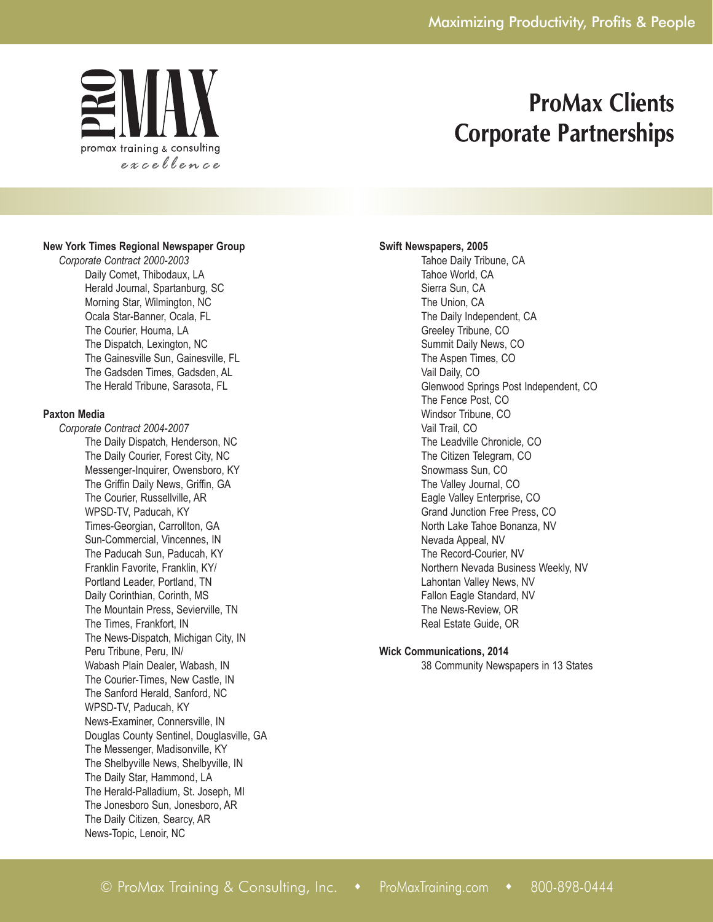# ProMax Clients
# Corporate Partnerships

**New York Times Regional Newspaper Group**

*Corporate Contract 2000-2003*

- Daily Comet, Thibodaux, LA
- Herald Journal, Spartanburg, SC
- Morning Star, Wilmington, NC
- Ocala Star-Banner, Ocala, FL
- The Courier, Houma, LA
- The Dispatch, Lexington, NC
- The Gainesville Sun, Gainesville, FL
- The Gadsden Times, Gadsden, AL
- The Herald Tribune, Sarasota, FL

**Paxton Media**

*Corporate Contract 2004-2007*

- The Daily Dispatch, Henderson, NC
- The Daily Courier, Forest City, NC
- Messenger-Inquirer, Owensboro, KY
- The Griffin Daily News, Griffin, GA
- The Courier, Russellville, AR
- WPSD-TV, Paducah, KY
- Times-Georgian, Carrollton, GA
- Sun-Commercial, Vincennes, IN
- The Paducah Sun, Paducah, KY
- Franklin Favorite, Franklin, KY/
- Portland Leader, Portland, TN
- Daily Corinthian, Corinth, MS
- The Mountain Press, Sevierville, TN
- The Times, Frankfort, IN
- The News-Dispatch, Michigan City, IN
- Peru Tribune, Peru, IN/
- Wabash Plain Dealer, Wabash, IN
- The Courier-Times, New Castle, IN
- The Sanford Herald, Sanford, NC
- WPSD-TV, Paducah, KY
- News-Examiner, Connersville, IN
- Douglas County Sentinel, Douglasville, GA
- The Messenger, Madisonville, KY
- The Shelbyville News, Shelbyville, IN
- The Daily Star, Hammond, LA
- The Herald-Palladium, St. Joseph, MI
- The Jonesboro Sun, Jonesboro, AR
- The Daily Citizen, Searcy, AR
- News-Topic, Lenoir, NC

**Swift Newspapers, 2005**

- Tahoe Daily Tribune, CA
- Tahoe World, CA
- Sierra Sun, CA
- The Union, CA
- The Daily Independent, CA
- Greeley Tribune, CO
- Summit Daily News, CO
- The Aspen Times, CO
- Vail Daily, CO
- Glenwood Springs Post Independent, CO
- The Fence Post, CO
- Windsor Tribune, CO
- Vail Trail, CO
- The Leadville Chronicle, CO
- The Citizen Telegram, CO
- Snowmass Sun, CO
- The Valley Journal, CO
- Eagle Valley Enterprise, CO
- Grand Junction Free Press, CO
- North Lake Tahoe Bonanza, NV
- Nevada Appeal, NV
- The Record-Courier, NV
- Northern Nevada Business Weekly, NV
- Lahontan Valley News, NV
- Fallon Eagle Standard, NV
- The News-Review, OR
- Real Estate Guide, OR

**Wick Communications, 2014**

- 38 Community Newspapers in 13 States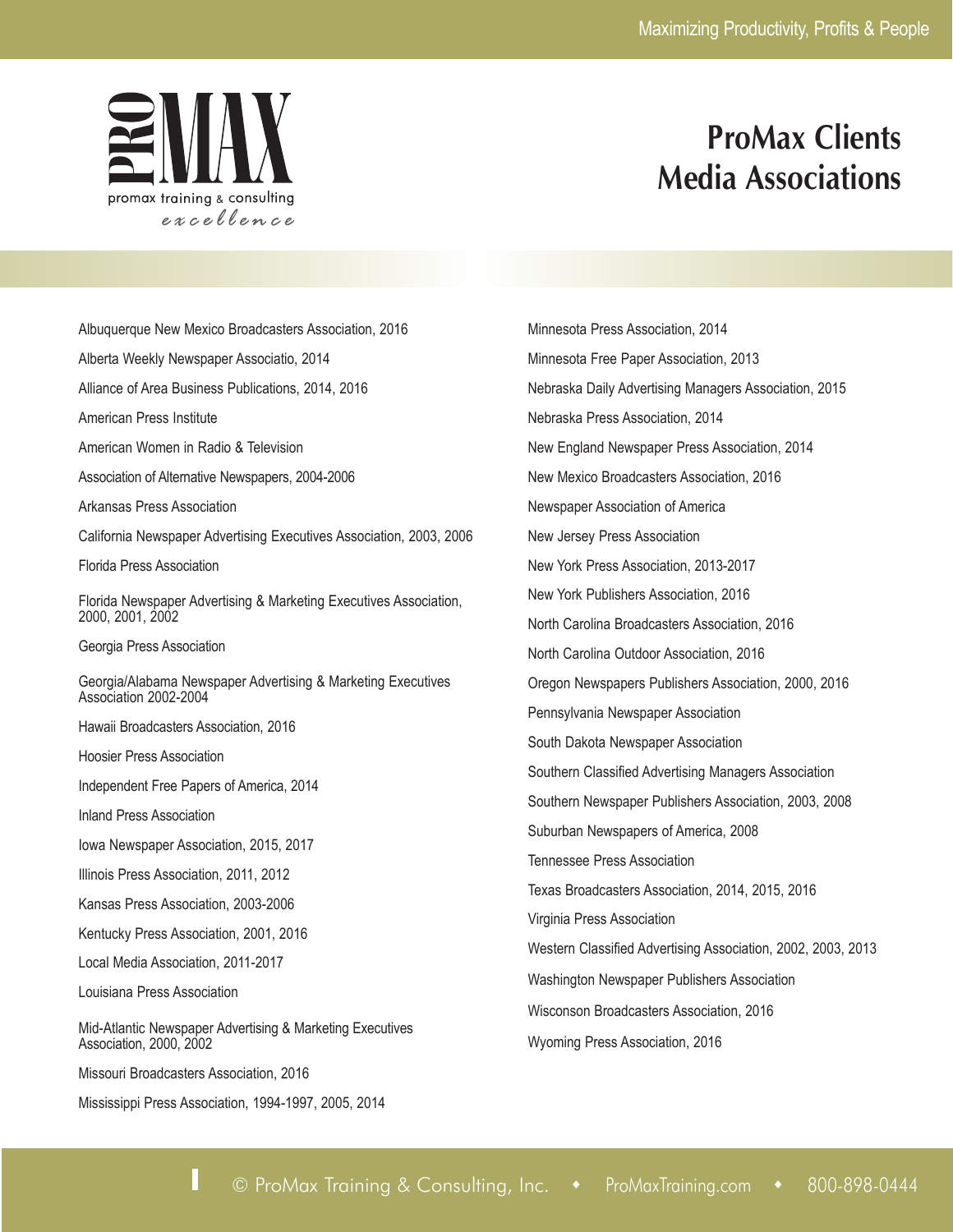# ProMax Clients
## Media Associations

Albuquerque New Mexico Broadcasters Association, 2016

Alberta Weekly Newspaper Associatio, 2014

Alliance of Area Business Publications, 2014, 2016

American Press Institute

American Women in Radio & Television

Association of Alternative Newspapers, 2004-2006

Arkansas Press Association

California Newspaper Advertising Executives Association, 2003, 2006

Florida Press Association

Florida Newspaper Advertising & Marketing Executives Association, 2000, 2001, 2002

Georgia Press Association

Georgia/Alabama Newspaper Advertising & Marketing Executives Association 2002-2004

Hawaii Broadcasters Association, 2016

Hoosier Press Association

Independent Free Papers of America, 2014

Inland Press Association

Iowa Newspaper Association, 2015, 2017

Illinois Press Association, 2011, 2012

Kansas Press Association, 2003-2006

Kentucky Press Association, 2001, 2016

Local Media Association, 2011-2017

Louisiana Press Association

Mid-Atlantic Newspaper Advertising & Marketing Executives Association, 2000, 2002

Missouri Broadcasters Association, 2016

Mississippi Press Association, 1994-1997, 2005, 2014

Minnesota Press Association, 2014

Minnesota Free Paper Association, 2013

Nebraska Daily Advertising Managers Association, 2015

Nebraska Press Association, 2014

New England Newspaper Press Association, 2014

New Mexico Broadcasters Association, 2016

Newspaper Association of America

New Jersey Press Association

New York Press Association, 2013-2017

New York Publishers Association, 2016

North Carolina Broadcasters Association, 2016

North Carolina Outdoor Association, 2016

Oregon Newspapers Publishers Association, 2000, 2016

Pennsylvania Newspaper Association

South Dakota Newspaper Association

Southern Classified Advertising Managers Association

Southern Newspaper Publishers Association, 2003, 2008

Suburban Newspapers of America, 2008

Tennessee Press Association

Texas Broadcasters Association, 2014, 2015, 2016

Virginia Press Association

Western Classified Advertising Association, 2002, 2003, 2013

Washington Newspaper Publishers Association

Wisconson Broadcasters Association, 2016

Wyoming Press Association, 2016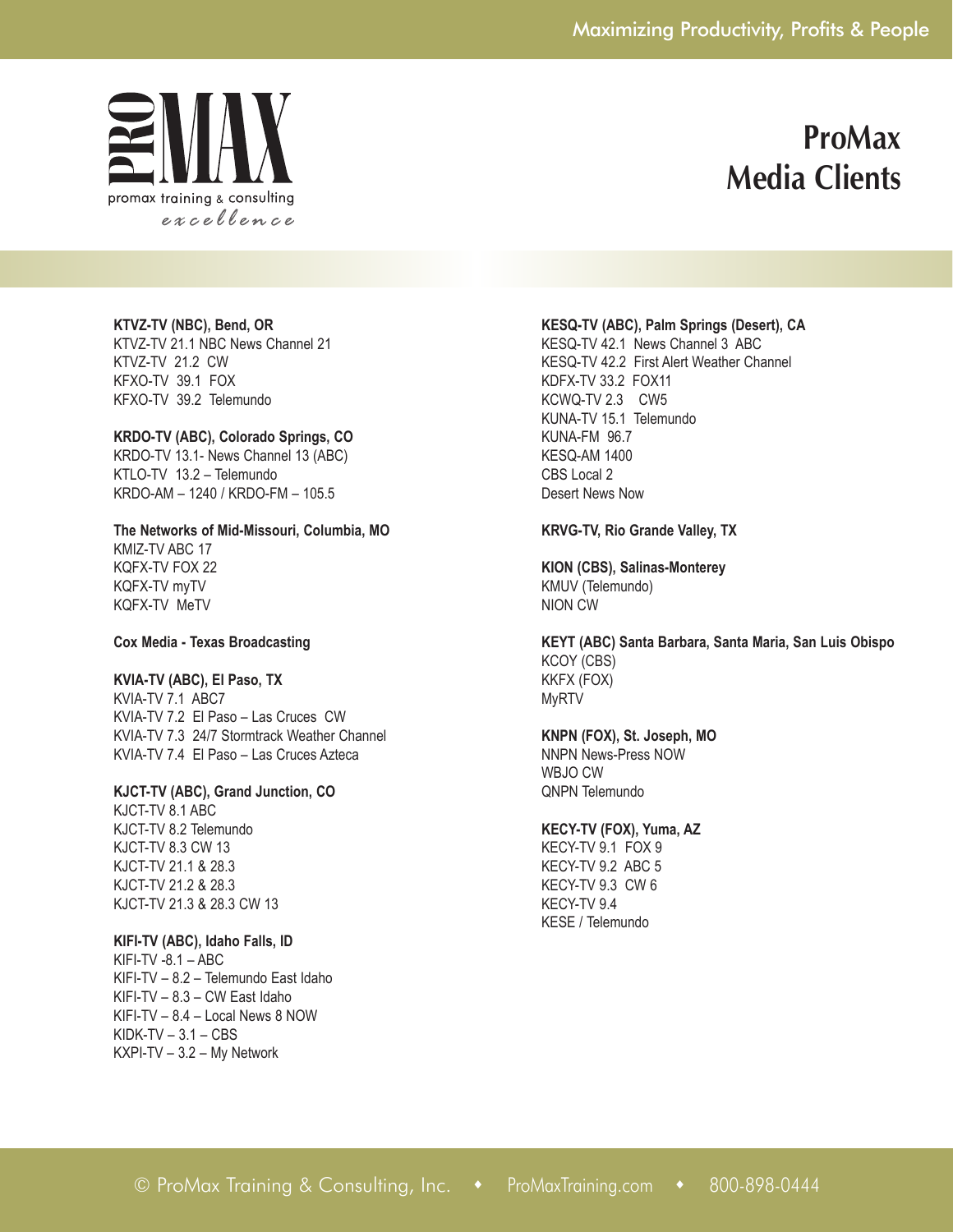# ProMax Media Clients

**KTVZ-TV (NBC), Bend, OR**
KTVZ-TV 21.1 NBC News Channel 21
KTVZ-TV 21.2 CW
KFXO-TV 39.1 FOX
KFXO-TV 39.2 Telemundo

**KRDO-TV (ABC), Colorado Springs, CO**
KRDO-TV 13.1- News Channel 13 (ABC)
KTLO-TV 13.2 – Telemundo
KRDO-AM – 1240 / KRDO-FM – 105.5

**The Networks of Mid-Missouri, Columbia, MO**
KMIZ-TV ABC 17
KQFX-TV FOX 22
KQFX-TV myTV
KQFX-TV MeTV

**Cox Media - Texas Broadcasting**

**KVIA-TV (ABC), El Paso, TX**
KVIA-TV 7.1 ABC7
KVIA-TV 7.2 El Paso – Las Cruces CW
KVIA-TV 7.3 24/7 Stormtrack Weather Channel
KVIA-TV 7.4 El Paso – Las Cruces Azteca

**KJCT-TV (ABC), Grand Junction, CO**
KJCT-TV 8.1 ABC
KJCT-TV 8.2 Telemundo
KJCT-TV 8.3 CW 13
KJCT-TV 21.1 & 28.3
KJCT-TV 21.2 & 28.3
KJCT-TV 21.3 & 28.3 CW 13

**KIFI-TV (ABC), Idaho Falls, ID**
KIFI-TV -8.1 – ABC
KIFI-TV – 8.2 – Telemundo East Idaho
KIFI-TV – 8.3 – CW East Idaho
KIFI-TV – 8.4 – Local News 8 NOW
KIDK-TV – 3.1 – CBS
KXPI-TV – 3.2 – My Network

**KESQ-TV (ABC), Palm Springs (Desert), CA**
KESQ-TV 42.1 News Channel 3 ABC
KESQ-TV 42.2 First Alert Weather Channel
KDFX-TV 33.2 FOX11
KCWQ-TV 2.3 CW5
KUNA-TV 15.1 Telemundo
KUNA-FM 96.7
KESQ-AM 1400
CBS Local 2
Desert News Now

**KRVG-TV, Rio Grande Valley, TX**

**KION (CBS), Salinas-Monterey**
KMUV (Telemundo)
NION CW

**KEYT (ABC) Santa Barbara, Santa Maria, San Luis Obispo**
KCOY (CBS)
KKFX (FOX)
MyRTV

**KNPN (FOX), St. Joseph, MO**
NNPN News-Press NOW
WBJO CW
QNPN Telemundo

**KECY-TV (FOX), Yuma, AZ**
KECY-TV 9.1 FOX 9
KECY-TV 9.2 ABC 5
KECY-TV 9.3 CW 6
KECY-TV 9.4
KESE / Telemundo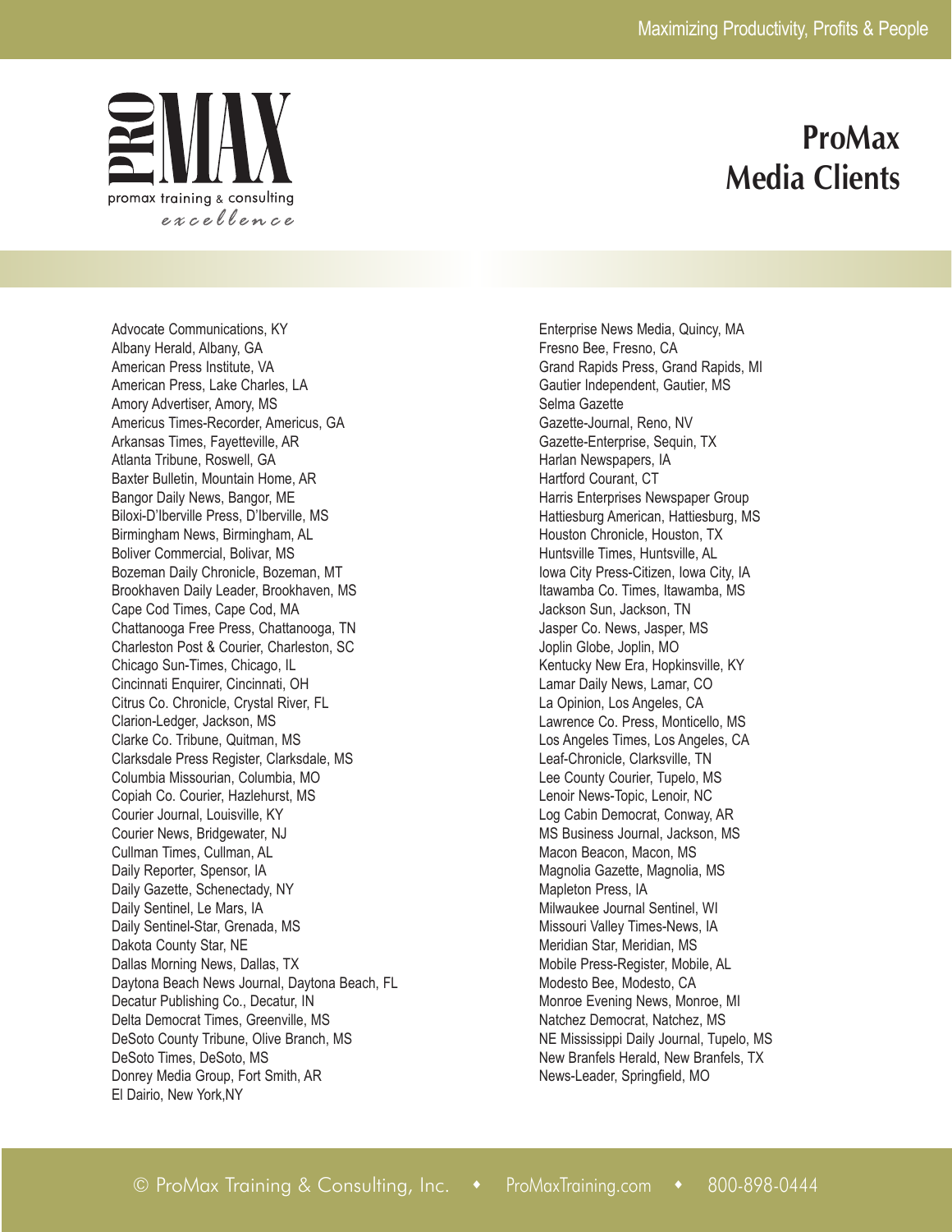# ProMax Media Clients

Advocate Communications, KY
Albany Herald, Albany, GA
American Press Institute, VA
American Press, Lake Charles, LA
Amory Advertiser, Amory, MS
Americus Times-Recorder, Americus, GA
Arkansas Times, Fayetteville, AR
Atlanta Tribune, Roswell, GA
Baxter Bulletin, Mountain Home, AR
Bangor Daily News, Bangor, ME
Biloxi-D'Iberville Press, D'Iberville, MS
Birmingham News, Birmingham, AL
Boliver Commercial, Bolivar, MS
Bozeman Daily Chronicle, Bozeman, MT
Brookhaven Daily Leader, Brookhaven, MS
Cape Cod Times, Cape Cod, MA
Chattanooga Free Press, Chattanooga, TN
Charleston Post & Courier, Charleston, SC
Chicago Sun-Times, Chicago, IL
Cincinnati Enquirer, Cincinnati, OH
Citrus Co. Chronicle, Crystal River, FL
Clarion-Ledger, Jackson, MS
Clarke Co. Tribune, Quitman, MS
Clarksdale Press Register, Clarksdale, MS
Columbia Missourian, Columbia, MO
Copiah Co. Courier, Hazlehurst, MS
Courier Journal, Louisville, KY
Courier News, Bridgewater, NJ
Cullman Times, Cullman, AL
Daily Reporter, Spensor, IA
Daily Gazette, Schenectady, NY
Daily Sentinel, Le Mars, IA
Daily Sentinel-Star, Grenada, MS
Dakota County Star, NE
Dallas Morning News, Dallas, TX
Daytona Beach News Journal, Daytona Beach, FL
Decatur Publishing Co., Decatur, IN
Delta Democrat Times, Greenville, MS
DeSoto County Tribune, Olive Branch, MS
DeSoto Times, DeSoto, MS
Donrey Media Group, Fort Smith, AR
El Dairio, New York,NY
Enterprise News Media, Quincy, MA
Fresno Bee, Fresno, CA
Grand Rapids Press, Grand Rapids, MI
Gautier Independent, Gautier, MS
Selma Gazette
Gazette-Journal, Reno, NV
Gazette-Enterprise, Sequin, TX
Harlan Newspapers, IA
Hartford Courant, CT
Harris Enterprises Newspaper Group
Hattiesburg American, Hattiesburg, MS
Houston Chronicle, Houston, TX
Huntsville Times, Huntsville, AL
Iowa City Press-Citizen, Iowa City, IA
Itawamba Co. Times, Itawamba, MS
Jackson Sun, Jackson, TN
Jasper Co. News, Jasper, MS
Joplin Globe, Joplin, MO
Kentucky New Era, Hopkinsville, KY
Lamar Daily News, Lamar, CO
La Opinion, Los Angeles, CA
Lawrence Co. Press, Monticello, MS
Los Angeles Times, Los Angeles, CA
Leaf-Chronicle, Clarksville, TN
Lee County Courier, Tupelo, MS
Lenoir News-Topic, Lenoir, NC
Log Cabin Democrat, Conway, AR
MS Business Journal, Jackson, MS
Macon Beacon, Macon, MS
Magnolia Gazette, Magnolia, MS
Mapleton Press, IA
Milwaukee Journal Sentinel, WI
Missouri Valley Times-News, IA
Meridian Star, Meridian, MS
Mobile Press-Register, Mobile, AL
Modesto Bee, Modesto, CA
Monroe Evening News, Monroe, MI
Natchez Democrat, Natchez, MS
NE Mississippi Daily Journal, Tupelo, MS
New Branfels Herald, New Branfels, TX
News-Leader, Springfield, MO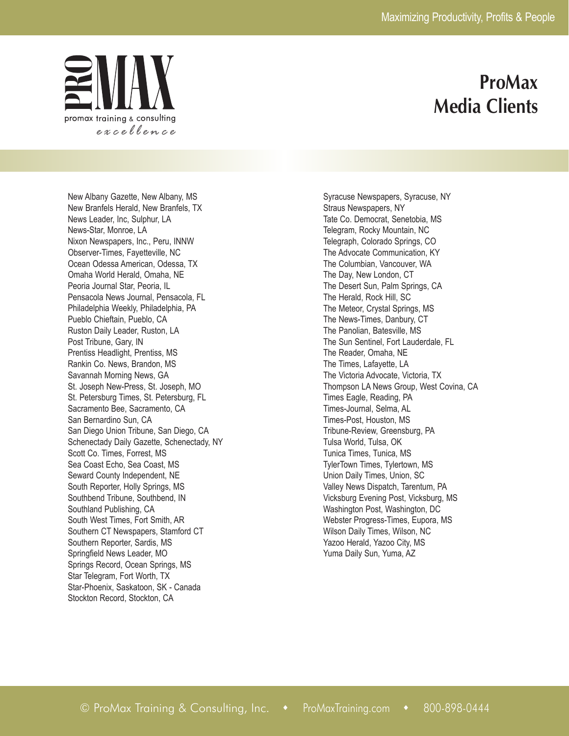# ProMax Media Clients

New Albany Gazette, New Albany, MS
New Branfels Herald, New Branfels, TX
News Leader, Inc, Sulphur, LA
News-Star, Monroe, LA
Nixon Newspapers, Inc., Peru, INNW
Observer-Times, Fayetteville, NC
Ocean Odessa American, Odessa, TX
Omaha World Herald, Omaha, NE
Peoria Journal Star, Peoria, IL
Pensacola News Journal, Pensacola, FL
Philadelphia Weekly, Philadelphia, PA
Pueblo Chieftain, Pueblo, CA
Ruston Daily Leader, Ruston, LA
Post Tribune, Gary, IN
Prentiss Headlight, Prentiss, MS
Rankin Co. News, Brandon, MS
Savannah Morning News, GA
St. Joseph New-Press, St. Joseph, MO
St. Petersburg Times, St. Petersburg, FL
Sacramento Bee, Sacramento, CA
San Bernardino Sun, CA
San Diego Union Tribune, San Diego, CA
Schenectady Daily Gazette, Schenectady, NY
Scott Co. Times, Forrest, MS
Sea Coast Echo, Sea Coast, MS
Seward County Independent, NE
South Reporter, Holly Springs, MS
Southbend Tribune, Southbend, IN
Southland Publishing, CA
South West Times, Fort Smith, AR
Southern CT Newspapers, Stamford CT
Southern Reporter, Sardis, MS
Springfield News Leader, MO
Springs Record, Ocean Springs, MS
Star Telegram, Fort Worth, TX
Star-Phoenix, Saskatoon, SK - Canada
Stockton Record, Stockton, CA
Syracuse Newspapers, Syracuse, NY
Straus Newspapers, NY
Tate Co. Democrat, Senetobia, MS
Telegram, Rocky Mountain, NC
Telegraph, Colorado Springs, CO
The Advocate Communication, KY
The Columbian, Vancouver, WA
The Day, New London, CT
The Desert Sun, Palm Springs, CA
The Herald, Rock Hill, SC
The Meteor, Crystal Springs, MS
The News-Times, Danbury, CT
The Panolian, Batesville, MS
The Sun Sentinel, Fort Lauderdale, FL
The Reader, Omaha, NE
The Times, Lafayette, LA
The Victoria Advocate, Victoria, TX
Thompson LA News Group, West Covina, CA
Times Eagle, Reading, PA
Times-Journal, Selma, AL
Times-Post, Houston, MS
Tribune-Review, Greensburg, PA
Tulsa World, Tulsa, OK
Tunica Times, Tunica, MS
TylerTown Times, Tylertown, MS
Union Daily Times, Union, SC
Valley News Dispatch, Tarentum, PA
Vicksburg Evening Post, Vicksburg, MS
Washington Post, Washington, DC
Webster Progress-Times, Eupora, MS
Wilson Daily Times, Wilson, NC
Yazoo Herald, Yazoo City, MS
Yuma Daily Sun, Yuma, AZ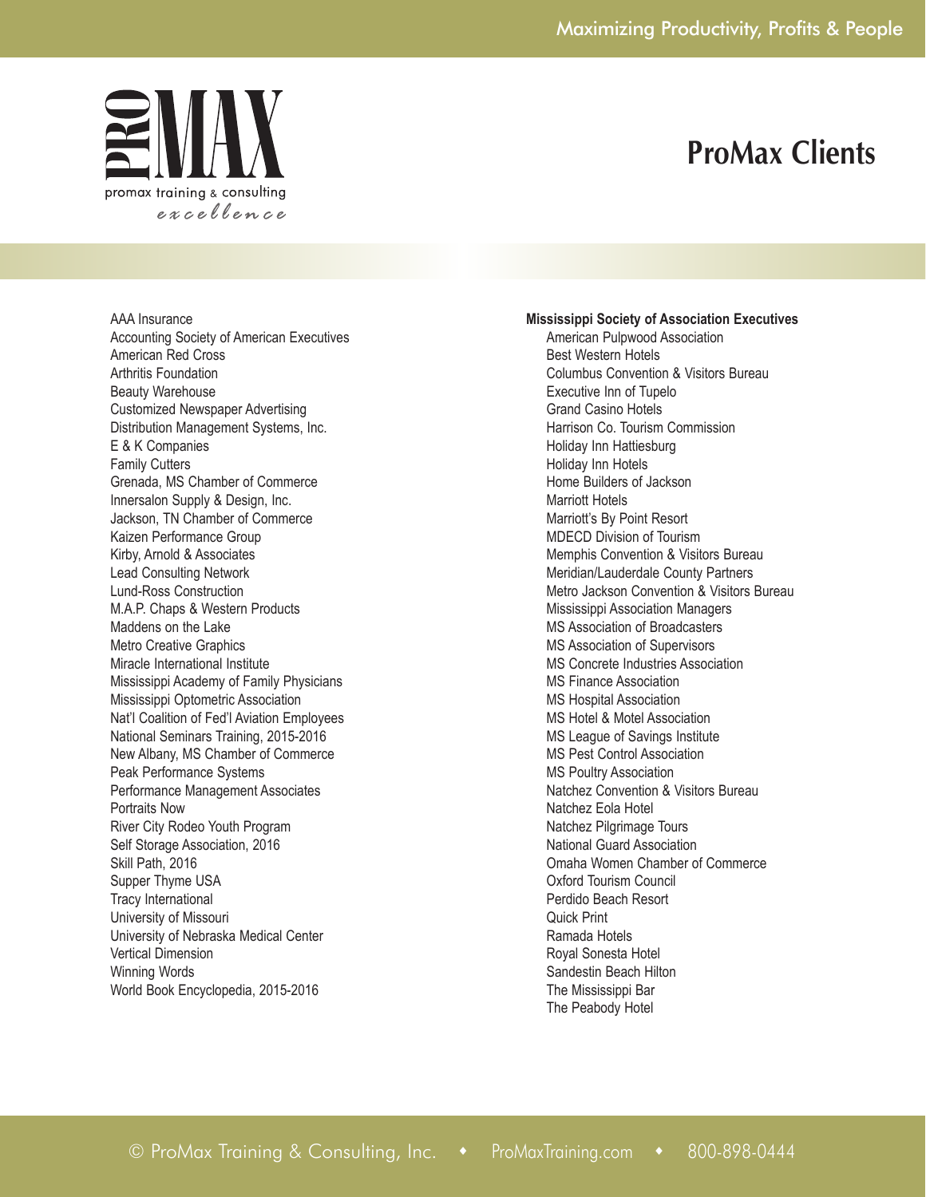# ProMax Clients

- AAA Insurance
- Accounting Society of American Executives
- American Red Cross
- Arthritis Foundation
- Beauty Warehouse
- Customized Newspaper Advertising
- Distribution Management Systems, Inc.
- E & K Companies
- Family Cutters
- Grenada, MS Chamber of Commerce
- Innersalon Supply & Design, Inc.
- Jackson, TN Chamber of Commerce
- Kaizen Performance Group
- Kirby, Arnold & Associates
- Lead Consulting Network
- Lund-Ross Construction
- M.A.P. Chaps & Western Products
- Maddens on the Lake
- Metro Creative Graphics
- Miracle International Institute
- Mississippi Academy of Family Physicians
- Mississippi Optometric Association
- Nat'l Coalition of Fed'l Aviation Employees
- National Seminars Training, 2015-2016
- New Albany, MS Chamber of Commerce
- Peak Performance Systems
- Performance Management Associates
- Portraits Now
- River City Rodeo Youth Program
- Self Storage Association, 2016
- Skill Path, 2016
- Supper Thyme USA
- Tracy International
- University of Missouri
- University of Nebraska Medical Center
- Vertical Dimension
- Winning Words
- World Book Encyclopedia, 2015-2016

**Mississippi Society of Association Executives**

- American Pulpwood Association
- Best Western Hotels
- Columbus Convention & Visitors Bureau
- Executive Inn of Tupelo
- Grand Casino Hotels
- Harrison Co. Tourism Commission
- Holiday Inn Hattiesburg
- Holiday Inn Hotels
- Home Builders of Jackson
- Marriott Hotels
- Marriott's By Point Resort
- MDECD Division of Tourism
- Memphis Convention & Visitors Bureau
- Meridian/Lauderdale County Partners
- Metro Jackson Convention & Visitors Bureau
- Mississippi Association Managers
- MS Association of Broadcasters
- MS Association of Supervisors
- MS Concrete Industries Association
- MS Finance Association
- MS Hospital Association
- MS Hotel & Motel Association
- MS League of Savings Institute
- MS Pest Control Association
- MS Poultry Association
- Natchez Convention & Visitors Bureau
- Natchez Eola Hotel
- Natchez Pilgrimage Tours
- National Guard Association
- Omaha Women Chamber of Commerce
- Oxford Tourism Council
- Perdido Beach Resort
- Quick Print
- Ramada Hotels
- Royal Sonesta Hotel
- Sandestin Beach Hilton
- The Mississippi Bar
- The Peabody Hotel